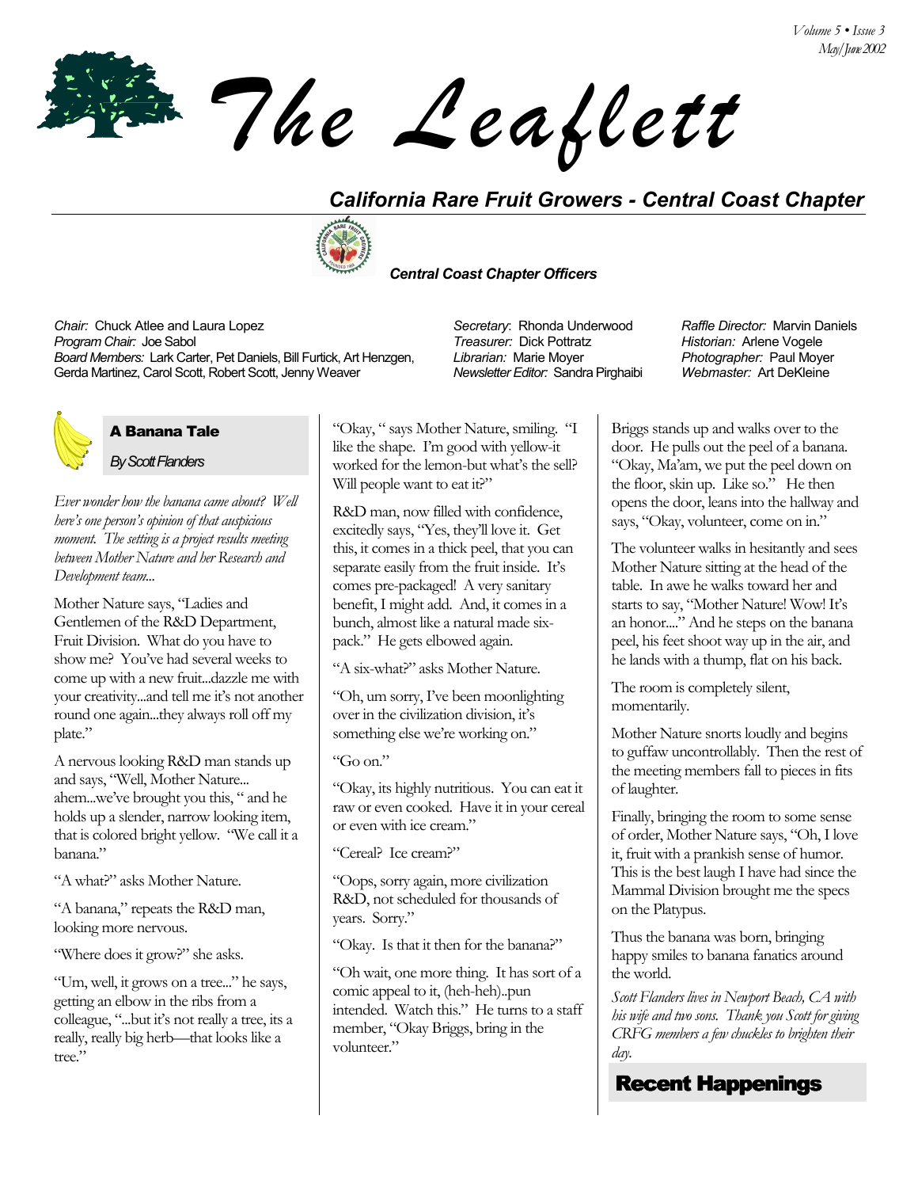# The Leaflett

## California Rare Fruit Growers - Central Coast Chapter

***Central Coast Chapter Officers***

*Chair:* Chuck Atlee and Laura Lopez
*Program Chair:* Joe Sabol
*Board Members:* Lark Carter, Pet Daniels, Bill Furtick, Art Henzgen, Gerda Martinez, Carol Scott, Robert Scott, Jenny Weaver

*Secretary*: Rhonda Underwood
*Treasurer:* Dick Pottratz
*Librarian:* Marie Moyer
*Newsletter Editor:* Sandra Pirghaibi

*Raffle Director:* Marvin Daniels
*Historian:* Arlene Vogele
*Photographer:* Paul Moyer
*Webmaster:* Art DeKleine

## A Banana Tale

*By Scott Flanders*

*Ever wonder how the banana came about? Well here's one person's opinion of that auspicious moment. The setting is a project results meeting between Mother Nature and her Research and Development team...*

Mother Nature says, "Ladies and Gentlemen of the R&D Department, Fruit Division. What do you have to show me? You've had several weeks to come up with a new fruit...dazzle me with your creativity...and tell me it's not another round one again...they always roll off my plate."

A nervous looking R&D man stands up and says, "Well, Mother Nature... ahem...we've brought you this, " and he holds up a slender, narrow looking item, that is colored bright yellow. "We call it a banana."

"A what?" asks Mother Nature.

"A banana," repeats the R&D man, looking more nervous.

"Where does it grow?" she asks.

"Um, well, it grows on a tree..." he says, getting an elbow in the ribs from a colleague, "...but it's not really a tree, its a really, really big herb—that looks like a tree."

"Okay, " says Mother Nature, smiling. "I like the shape. I'm good with yellow-it worked for the lemon-but what's the sell? Will people want to eat it?"

R&D man, now filled with confidence, excitedly says, "Yes, they'll love it. Get this, it comes in a thick peel, that you can separate easily from the fruit inside. It's comes pre-packaged! A very sanitary benefit, I might add. And, it comes in a bunch, almost like a natural made six-pack." He gets elbowed again.

"A six-what?" asks Mother Nature.

"Oh, um sorry, I've been moonlighting over in the civilization division, it's something else we're working on."

"Go on."

"Okay, its highly nutritious. You can eat it raw or even cooked. Have it in your cereal or even with ice cream."

"Cereal? Ice cream?"

"Oops, sorry again, more civilization R&D, not scheduled for thousands of years. Sorry."

"Okay. Is that it then for the banana?"

"Oh wait, one more thing. It has sort of a comic appeal to it, (heh-heh)..pun intended. Watch this." He turns to a staff member, "Okay Briggs, bring in the volunteer."

Briggs stands up and walks over to the door. He pulls out the peel of a banana. "Okay, Ma'am, we put the peel down on the floor, skin up. Like so." He then opens the door, leans into the hallway and says, "Okay, volunteer, come on in."

The volunteer walks in hesitantly and sees Mother Nature sitting at the head of the table. In awe he walks toward her and starts to say, "Mother Nature! Wow! It's an honor...." And he steps on the banana peel, his feet shoot way up in the air, and he lands with a thump, flat on his back.

The room is completely silent, momentarily.

Mother Nature snorts loudly and begins to guffaw uncontrollably. Then the rest of the meeting members fall to pieces in fits of laughter.

Finally, bringing the room to some sense of order, Mother Nature says, "Oh, I love it, fruit with a prankish sense of humor. This is the best laugh I have had since the Mammal Division brought me the specs on the Platypus.

Thus the banana was born, bringing happy smiles to banana fanatics around the world.

*Scott Flanders lives in Newport Beach, CA with his wife and two sons. Thank you Scott for giving CRFG members a few chuckles to brighten their day.*

## Recent Happenings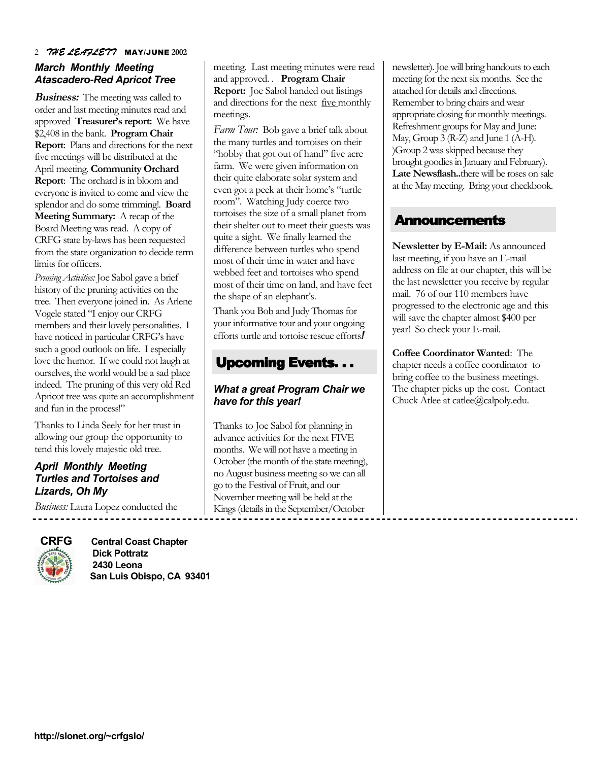## March Monthly Meeting
### Atascadero-Red Apricot Tree

***Business:*** The meeting was called to order and last meeting minutes read and approved **Treasurer's report:** We have $2,408 in the bank. **Program Chair Report**: Plans and directions for the next five meetings will be distributed at the April meeting. **Community Orchard Report**: The orchard is in bloom and everyone is invited to come and view the splendor and do some trimming!. **Board Meeting Summary:** A recap of the Board Meeting was read. A copy of CRFG state by-laws has been requested from the state organization to decide term limits for officers.

*Pruning Activities:* Joe Sabol gave a brief history of the pruning activities on the tree. Then everyone joined in. As Arlene Vogele stated "I enjoy our CRFG members and their lovely personalities. I have noticed in particular CRFG's have such a good outlook on life. I especially love the humor. If we could not laugh at ourselves, the world would be a sad place indeed. The pruning of this very old Red Apricot tree was quite an accomplishment and fun in the process!"

Thanks to Linda Seely for her trust in allowing our group the opportunity to tend this lovely majestic old tree.

## April Monthly Meeting
### Turtles and Tortoises and Lizards, Oh My

*Business:* Laura Lopez conducted the meeting. Last meeting minutes were read and approved. . **Program Chair Report:** Joe Sabol handed out listings and directions for the next five monthly meetings.

*Farm Tour:* Bob gave a brief talk about the many turtles and tortoises on their "hobby that got out of hand" five acre farm. We were given information on their quite elaborate solar system and even got a peek at their home's "turtle room". Watching Judy coerce two tortoises the size of a small planet from their shelter out to meet their guests was quite a sight. We finally learned the difference between turtles who spend most of their time in water and have webbed feet and tortoises who spend most of their time on land, and have feet the shape of an elephant's.

Thank you Bob and Judy Thomas for your informative tour and your ongoing efforts turtle and tortoise rescue efforts***!***

## Upcoming Events. . .

### What a great Program Chair we have for this year!

Thanks to Joe Sabol for planning in advance activities for the next FIVE months. We will not have a meeting in October (the month of the state meeting), no August business meeting so we can all go to the Festival of Fruit, and our November meeting will be held at the Kings (details in the September/October newsletter). Joe will bring handouts to each meeting for the next six months. See the attached for details and directions. Remember to bring chairs and wear appropriate closing for monthly meetings. Refreshment groups for May and June: May, Group 3 (R-Z) and June 1 (A-H). )Group 2 was skipped because they brought goodies in January and February). **Late Newsflash..**there will be roses on sale at the May meeting. Bring your checkbook.

## Announcements

**Newsletter by E-Mail:** As announced last meeting, if you have an E-mail address on file at our chapter, this will be the last newsletter you receive by regular mail. 76 of our 110 members have progressed to the electronic age and this will save the chapter almost $400 per year! So check your E-mail.

**Coffee Coordinator Wanted**: The chapter needs a coffee coordinator to bring coffee to the business meetings. The chapter picks up the cost. Contact Chuck Atlee at catlee@calpoly.edu.

---

**CRFG**

**Central Coast Chapter**
**Dick Pottratz**
**2430 Leona**
**San Luis Obispo, CA 93401**

**http://slonet.org/~crfgslo/**